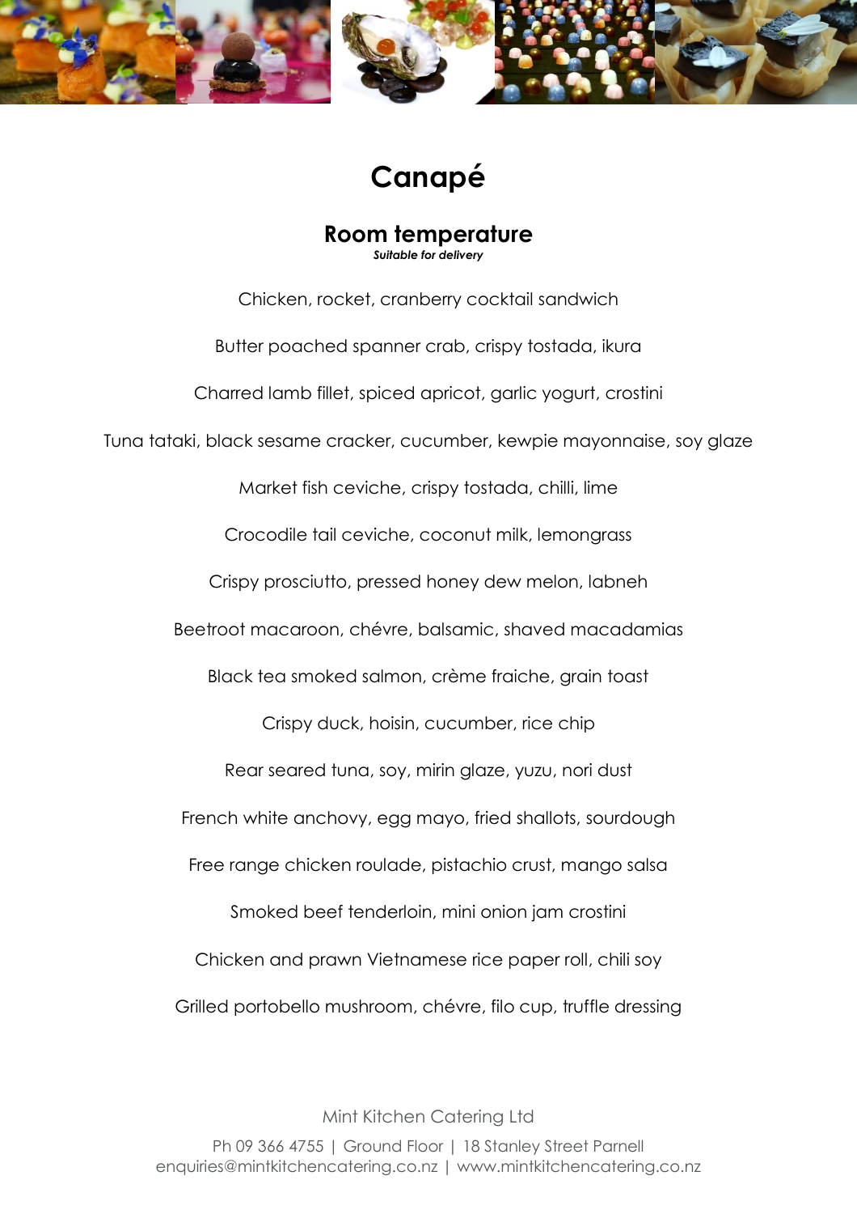# Canapé

## Room temperature

***Suitable for delivery***

Chicken, rocket, cranberry cocktail sandwich

Butter poached spanner crab, crispy tostada, ikura

Charred lamb fillet, spiced apricot, garlic yogurt, crostini

Tuna tataki, black sesame cracker, cucumber, kewpie mayonnaise, soy glaze

Market fish ceviche, crispy tostada, chilli, lime

Crocodile tail ceviche, coconut milk, lemongrass

Crispy prosciutto, pressed honey dew melon, labneh

Beetroot macaroon, chévre, balsamic, shaved macadamias

Black tea smoked salmon, crème fraiche, grain toast

Crispy duck, hoisin, cucumber, rice chip

Rear seared tuna, soy, mirin glaze, yuzu, nori dust

French white anchovy, egg mayo, fried shallots, sourdough

Free range chicken roulade, pistachio crust, mango salsa

Smoked beef tenderloin, mini onion jam crostini

Chicken and prawn Vietnamese rice paper roll, chili soy

Grilled portobello mushroom, chévre, filo cup, truffle dressing

Mint Kitchen Catering Ltd

Ph 09 366 4755 | Ground Floor | 18 Stanley Street Parnell
enquiries@mintkitchencatering.co.nz | www.mintkitchencatering.co.nz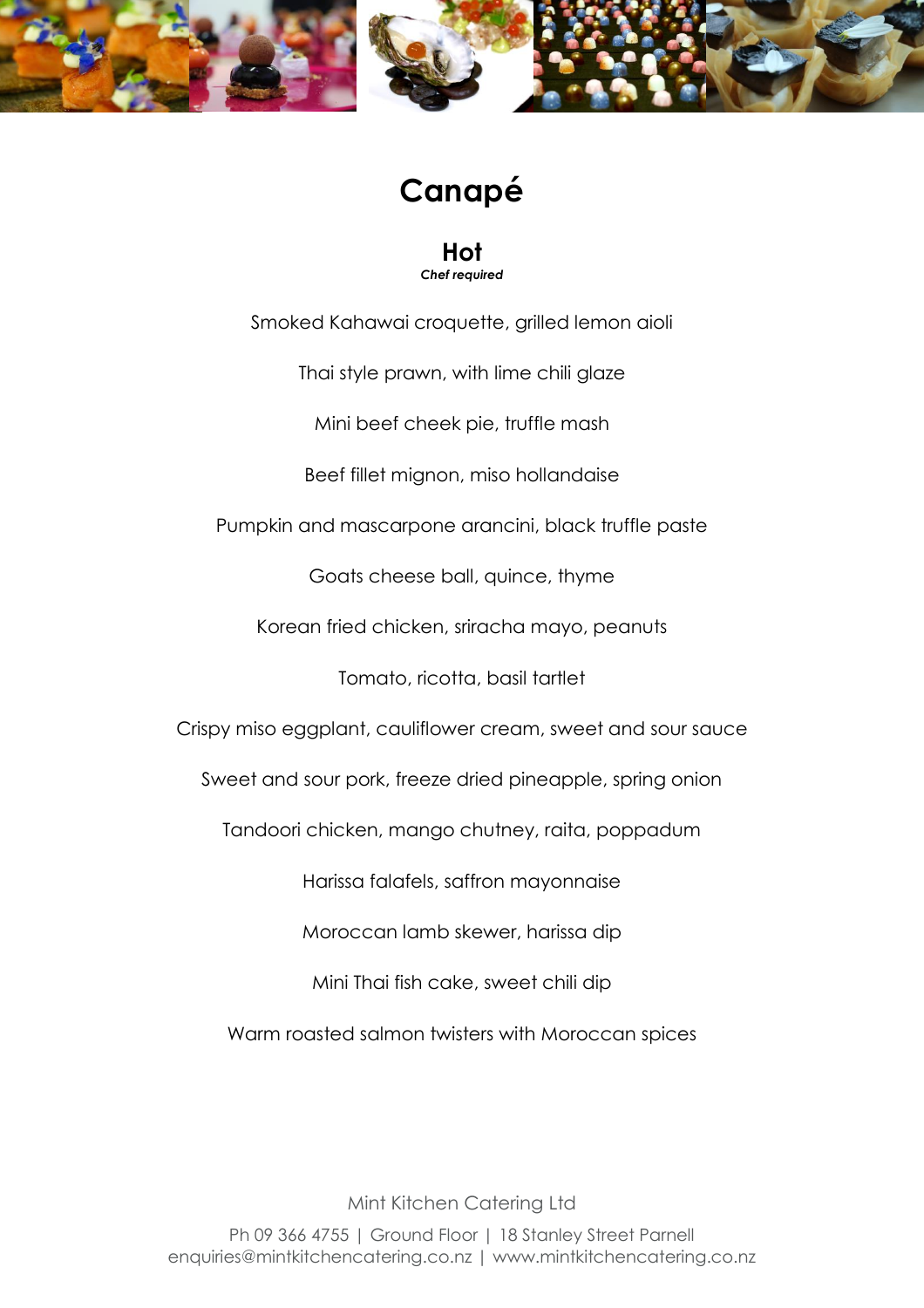# Canapé

## Hot

*Chef required*

Smoked Kahawai croquette, grilled lemon aioli

Thai style prawn, with lime chili glaze

Mini beef cheek pie, truffle mash

Beef fillet mignon, miso hollandaise

Pumpkin and mascarpone arancini, black truffle paste

Goats cheese ball, quince, thyme

Korean fried chicken, sriracha mayo, peanuts

Tomato, ricotta, basil tartlet

Crispy miso eggplant, cauliflower cream, sweet and sour sauce

Sweet and sour pork, freeze dried pineapple, spring onion

Tandoori chicken, mango chutney, raita, poppadum

Harissa falafels, saffron mayonnaise

Moroccan lamb skewer, harissa dip

Mini Thai fish cake, sweet chili dip

Warm roasted salmon twisters with Moroccan spices

Mint Kitchen Catering Ltd

Ph 09 366 4755 | Ground Floor | 18 Stanley Street Parnell
enquiries@mintkitchencatering.co.nz | www.mintkitchencatering.co.nz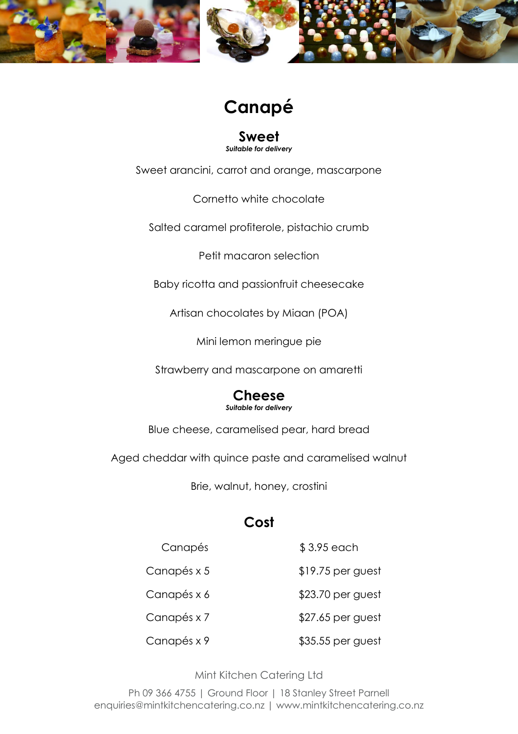# Canapé

## Sweet

*Suitable for delivery*

Sweet arancini, carrot and orange, mascarpone

Cornetto white chocolate

Salted caramel profiterole, pistachio crumb

Petit macaron selection

Baby ricotta and passionfruit cheesecake

Artisan chocolates by Miaan (POA)

Mini lemon meringue pie

Strawberry and mascarpone on amaretti

## Cheese

*Suitable for delivery*

Blue cheese, caramelised pear, hard bread

Aged cheddar with quince paste and caramelised walnut

Brie, walnut, honey, crostini

## Cost

| | |
|---|---|
| Canapés | $ 3.95 each |
| Canapés x 5 | $19.75 per guest |
| Canapés x 6 | $23.70 per guest |
| Canapés x 7 | $27.65 per guest |
| Canapés x 9 | $35.55 per guest |

Mint Kitchen Catering Ltd

Ph 09 366 4755 | Ground Floor | 18 Stanley Street Parnell
enquiries@mintkitchencatering.co.nz | www.mintkitchencatering.co.nz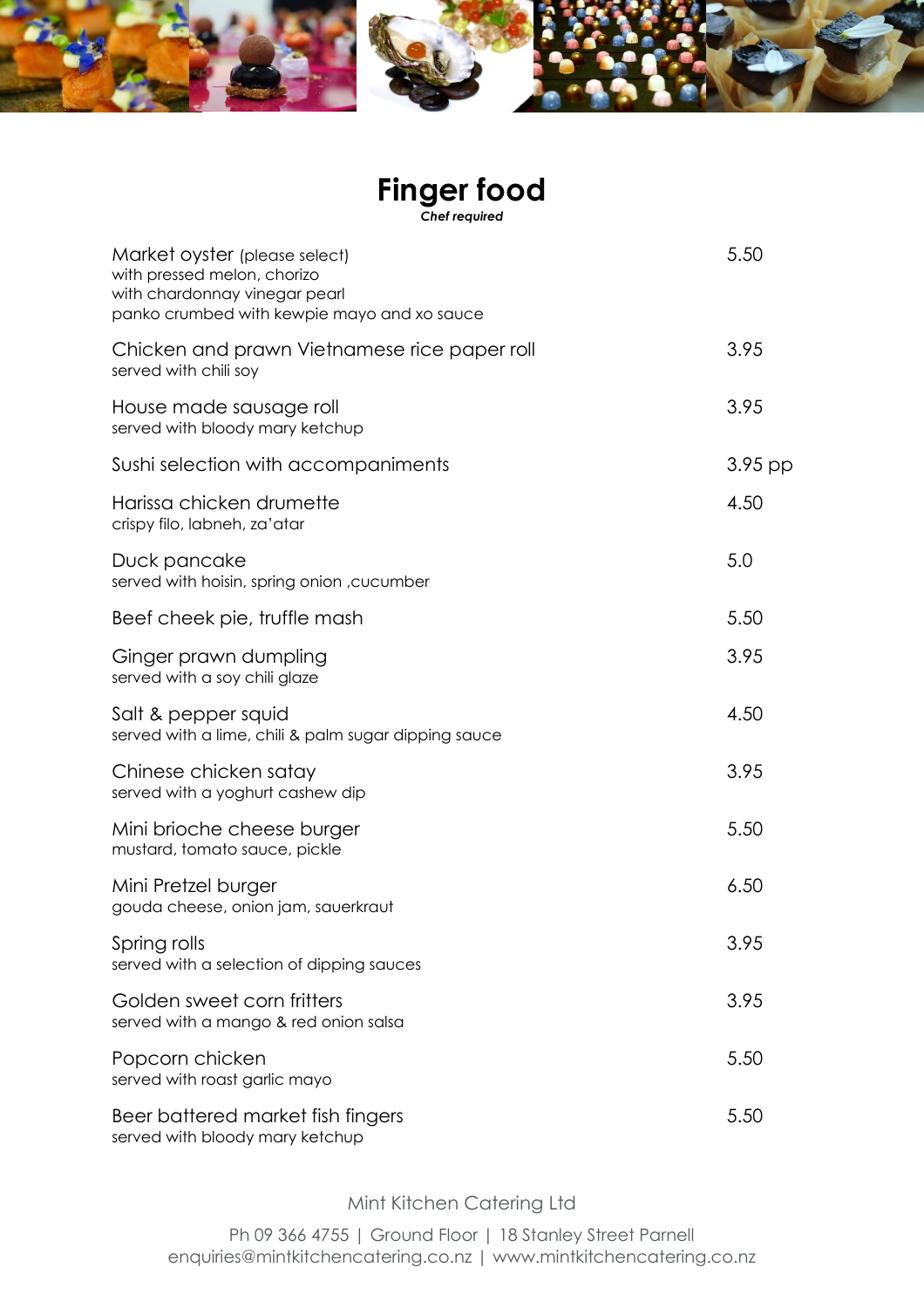# Finger food

***Chef required***

| Item | Price |
|---|---|
| Market oyster (please select)<br>with pressed melon, chorizo<br>with chardonnay vinegar pearl<br>panko crumbed with kewpie mayo and xo sauce | 5.50 |
| Chicken and prawn Vietnamese rice paper roll<br>served with chili soy | 3.95 |
| House made sausage roll<br>served with bloody mary ketchup | 3.95 |
| Sushi selection with accompaniments | 3.95 pp |
| Harissa chicken drumette<br>crispy filo, labneh, za'atar | 4.50 |
| Duck pancake<br>served with hoisin, spring onion ,cucumber | 5.0 |
| Beef cheek pie, truffle mash | 5.50 |
| Ginger prawn dumpling<br>served with a soy chili glaze | 3.95 |
| Salt & pepper squid<br>served with a lime, chili & palm sugar dipping sauce | 4.50 |
| Chinese chicken satay<br>served with a yoghurt cashew dip | 3.95 |
| Mini brioche cheese burger<br>mustard, tomato sauce, pickle | 5.50 |
| Mini Pretzel burger<br>gouda cheese, onion jam, sauerkraut | 6.50 |
| Spring rolls<br>served with a selection of dipping sauces | 3.95 |
| Golden sweet corn fritters<br>served with a mango & red onion salsa | 3.95 |
| Popcorn chicken<br>served with roast garlic mayo | 5.50 |
| Beer battered market fish fingers<br>served with bloody mary ketchup | 5.50 |

Mint Kitchen Catering Ltd

Ph 09 366 4755 | Ground Floor | 18 Stanley Street Parnell
enquiries@mintkitchencatering.co.nz | www.mintkitchencatering.co.nz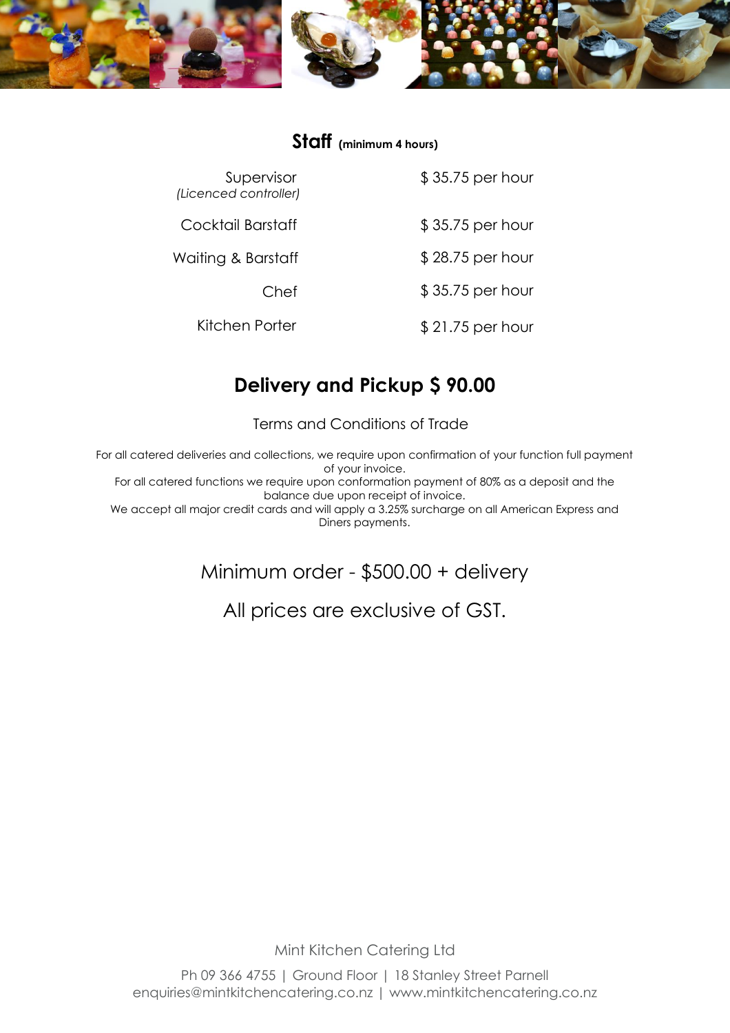## Staff (minimum 4 hours)

| | |
|---|---|
| Supervisor *(Licenced controller)* | $ 35.75 per hour |
| Cocktail Barstaff | $ 35.75 per hour |
| Waiting & Barstaff | $ 28.75 per hour |
| Chef | $ 35.75 per hour |
| Kitchen Porter | $ 21.75 per hour |

## Delivery and Pickup $ 90.00

Terms and Conditions of Trade

For all catered deliveries and collections, we require upon confirmation of your function full payment of your invoice.
For all catered functions we require upon conformation payment of 80% as a deposit and the balance due upon receipt of invoice.
We accept all major credit cards and will apply a 3.25% surcharge on all American Express and Diners payments.

Minimum order - $500.00 + delivery

All prices are exclusive of GST.

Mint Kitchen Catering Ltd

Ph 09 366 4755 | Ground Floor | 18 Stanley Street Parnell
enquiries@mintkitchencatering.co.nz | www.mintkitchencatering.co.nz